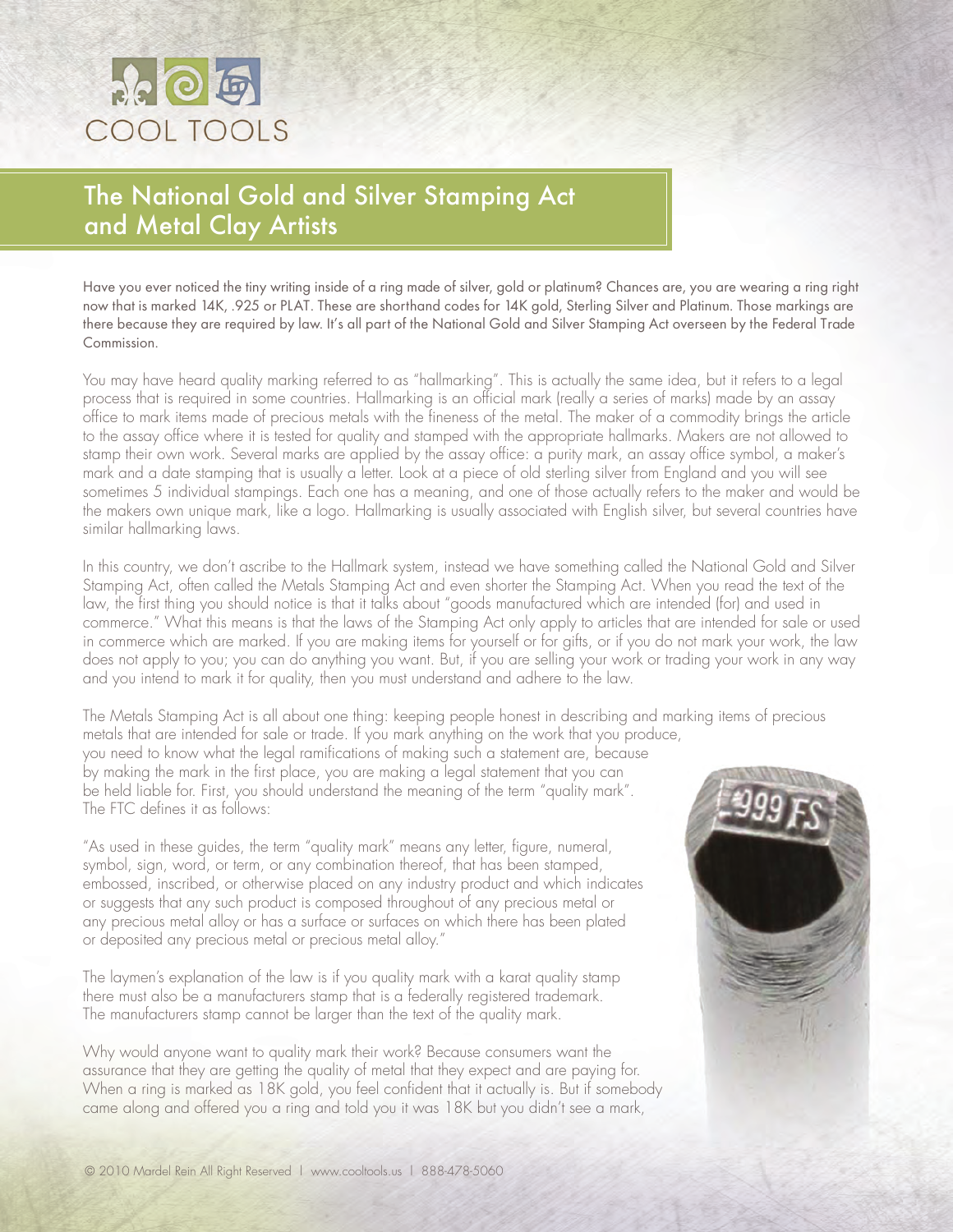COOL TOOLS

# The National Gold and Silver Stamping Act and Metal Clay Artists

Have you ever noticed the tiny writing inside of a ring made of silver, gold or platinum? Chances are, you are wearing a ring right now that is marked 14K, .925 or PLAT. These are shorthand codes for 14K gold, Sterling Silver and Platinum. Those markings are there because they are required by law. It's all part of the National Gold and Silver Stamping Act overseen by the Federal Trade Commission.

You may have heard quality marking referred to as "hallmarking". This is actually the same idea, but it refers to a legal process that is required in some countries. Hallmarking is an official mark (really a series of marks) made by an assay office to mark items made of precious metals with the fineness of the metal. The maker of a commodity brings the article to the assay office where it is tested for quality and stamped with the appropriate hallmarks. Makers are not allowed to stamp their own work. Several marks are applied by the assay office: a purity mark, an assay office symbol, a maker's mark and a date stamping that is usually a letter. Look at a piece of old sterling silver from England and you will see sometimes 5 individual stampings. Each one has a meaning, and one of those actually refers to the maker and would be the makers own unique mark, like a logo. Hallmarking is usually associated with English silver, but several countries have similar hallmarking laws.

In this country, we don't ascribe to the Hallmark system, instead we have something called the National Gold and Silver Stamping Act, often called the Metals Stamping Act and even shorter the Stamping Act. When you read the text of the law, the first thing you should notice is that it talks about "goods manufactured which are intended (for) and used in commerce." What this means is that the laws of the Stamping Act only apply to articles that are intended for sale or used in commerce which are marked. If you are making items for yourself or for gifts, or if you do not mark your work, the law does not apply to you; you can do anything you want. But, if you are selling your work or trading your work in any way and you intend to mark it for quality, then you must understand and adhere to the law.

The Metals Stamping Act is all about one thing: keeping people honest in describing and marking items of precious metals that are intended for sale or trade. If you mark anything on the work that you produce, you need to know what the legal ramifications of making such a statement are, because by making the mark in the first place, you are making a legal statement that you can be held liable for. First, you should understand the meaning of the term "quality mark". The FTC defines it as follows:

"As used in these guides, the term "quality mark" means any letter, figure, numeral, symbol, sign, word, or term, or any combination thereof, that has been stamped, embossed, inscribed, or otherwise placed on any industry product and which indicates or suggests that any such product is composed throughout of any precious metal or any precious metal alloy or has a surface or surfaces on which there has been plated or deposited any precious metal or precious metal alloy."

The laymen's explanation of the law is if you quality mark with a karat quality stamp there must also be a manufacturers stamp that is a federally registered trademark. The manufacturers stamp cannot be larger than the text of the quality mark.

Why would anyone want to quality mark their work? Because consumers want the assurance that they are getting the quality of metal that they expect and are paying for. When a ring is marked as 18K gold, you feel confident that it actually is. But if somebody came along and offered you a ring and told you it was 18K but you didn't see a mark,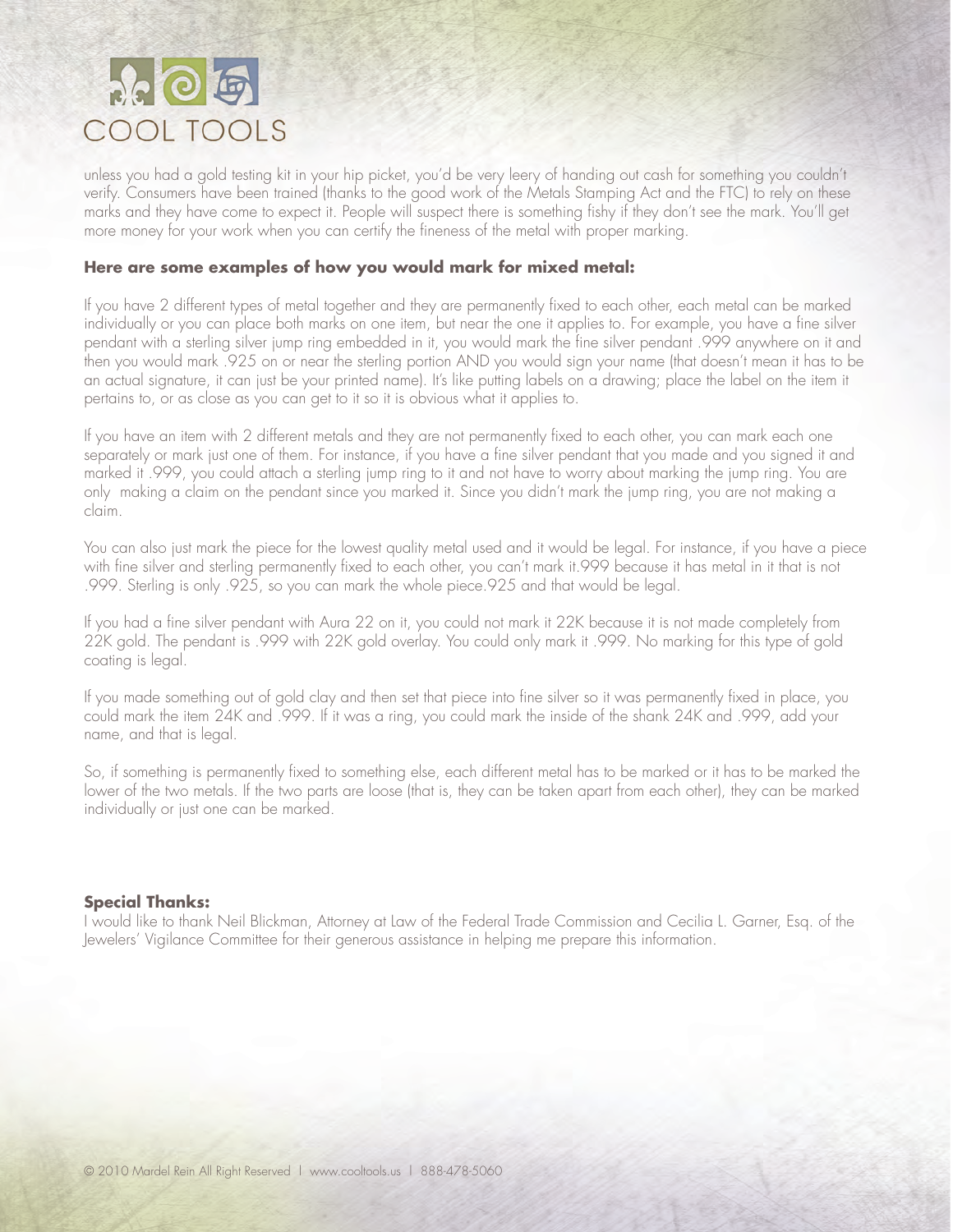unless you had a gold testing kit in your hip picket, you'd be very leery of handing out cash for something you couldn't verify. Consumers have been trained (thanks to the good work of the Metals Stamping Act and the FTC) to rely on these marks and they have come to expect it. People will suspect there is something fishy if they don't see the mark. You'll get more money for your work when you can certify the fineness of the metal with proper marking.

**Here are some examples of how you would mark for mixed metal:**

If you have 2 different types of metal together and they are permanently fixed to each other, each metal can be marked individually or you can place both marks on one item, but near the one it applies to. For example, you have a fine silver pendant with a sterling silver jump ring embedded in it, you would mark the fine silver pendant .999 anywhere on it and then you would mark .925 on or near the sterling portion AND you would sign your name (that doesn't mean it has to be an actual signature, it can just be your printed name). It's like putting labels on a drawing; place the label on the item it pertains to, or as close as you can get to it so it is obvious what it applies to.

If you have an item with 2 different metals and they are not permanently fixed to each other, you can mark each one separately or mark just one of them. For instance, if you have a fine silver pendant that you made and you signed it and marked it .999, you could attach a sterling jump ring to it and not have to worry about marking the jump ring. You are only making a claim on the pendant since you marked it. Since you didn't mark the jump ring, you are not making a claim.

You can also just mark the piece for the lowest quality metal used and it would be legal. For instance, if you have a piece with fine silver and sterling permanently fixed to each other, you can't mark it.999 because it has metal in it that is not .999. Sterling is only .925, so you can mark the whole piece.925 and that would be legal.

If you had a fine silver pendant with Aura 22 on it, you could not mark it 22K because it is not made completely from 22K gold. The pendant is .999 with 22K gold overlay. You could only mark it .999. No marking for this type of gold coating is legal.

If you made something out of gold clay and then set that piece into fine silver so it was permanently fixed in place, you could mark the item 24K and .999. If it was a ring, you could mark the inside of the shank 24K and .999, add your name, and that is legal.

So, if something is permanently fixed to something else, each different metal has to be marked or it has to be marked the lower of the two metals. If the two parts are loose (that is, they can be taken apart from each other), they can be marked individually or just one can be marked.

**Special Thanks:**
I would like to thank Neil Blickman, Attorney at Law of the Federal Trade Commission and Cecilia L. Garner, Esq. of the Jewelers' Vigilance Committee for their generous assistance in helping me prepare this information.